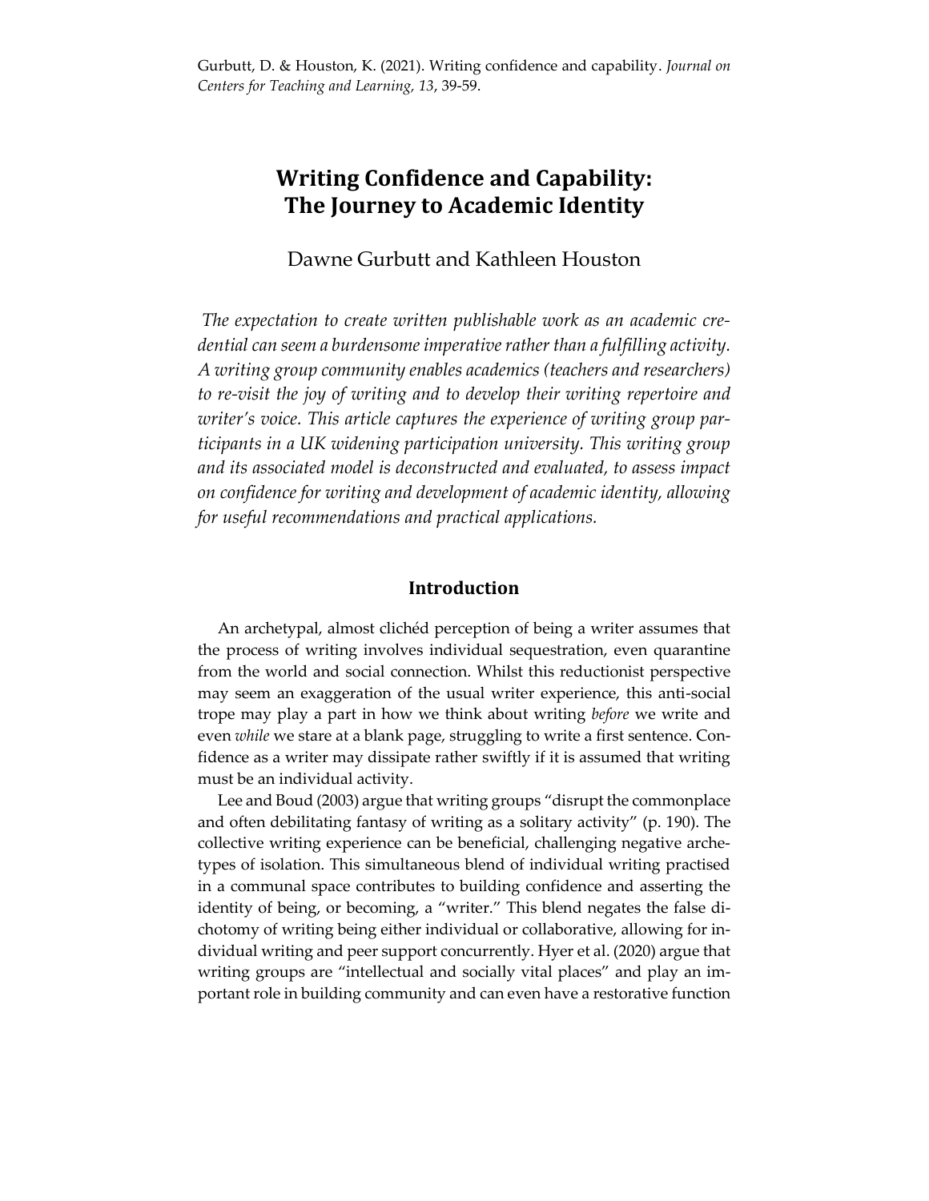Gurbutt, D. & Houston, K. (2021). Writing confidence and capability. *Journal on Centers for Teaching and Learning, 13*, 39-59.

# Writing Confidence and Capability: The Journey to Academic Identity

Dawne Gurbutt and Kathleen Houston

*The expectation to create written publishable work as an academic credential can seem a burdensome imperative rather than a fulfilling activity. A writing group community enables academics (teachers and researchers) to re-visit the joy of writing and to develop their writing repertoire and writer's voice. This article captures the experience of writing group participants in a UK widening participation university. This writing group and its associated model is deconstructed and evaluated, to assess impact on confidence for writing and development of academic identity, allowing for useful recommendations and practical applications.*

## Introduction

An archetypal, almost clichéd perception of being a writer assumes that the process of writing involves individual sequestration, even quarantine from the world and social connection. Whilst this reductionist perspective may seem an exaggeration of the usual writer experience, this anti-social trope may play a part in how we think about writing *before* we write and even *while* we stare at a blank page, struggling to write a first sentence. Confidence as a writer may dissipate rather swiftly if it is assumed that writing must be an individual activity.

Lee and Boud (2003) argue that writing groups "disrupt the commonplace and often debilitating fantasy of writing as a solitary activity" (p. 190). The collective writing experience can be beneficial, challenging negative archetypes of isolation. This simultaneous blend of individual writing practised in a communal space contributes to building confidence and asserting the identity of being, or becoming, a "writer." This blend negates the false dichotomy of writing being either individual or collaborative, allowing for individual writing and peer support concurrently. Hyer et al. (2020) argue that writing groups are "intellectual and socially vital places" and play an important role in building community and can even have a restorative function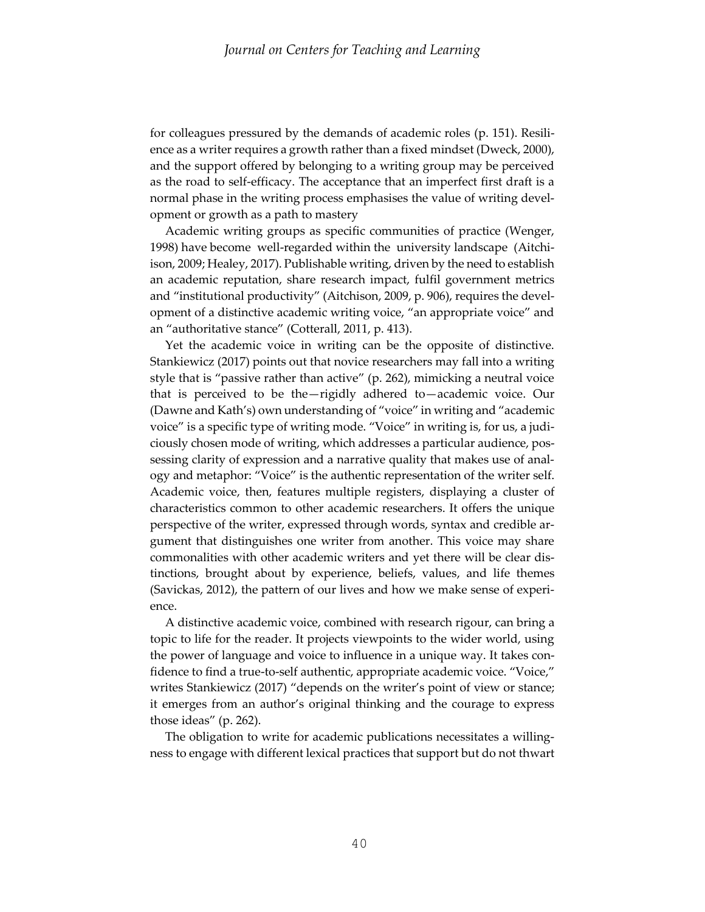for colleagues pressured by the demands of academic roles (p. 151). Resilience as a writer requires a growth rather than a fixed mindset (Dweck, 2000), and the support offered by belonging to a writing group may be perceived as the road to self-efficacy. The acceptance that an imperfect first draft is a normal phase in the writing process emphasises the value of writing development or growth as a path to mastery

Academic writing groups as specific communities of practice (Wenger, 1998) have become well-regarded within the university landscape (Aitchison, 2009; Healey, 2017). Publishable writing, driven by the need to establish an academic reputation, share research impact, fulfil government metrics and "institutional productivity" (Aitchison, 2009, p. 906), requires the development of a distinctive academic writing voice, "an appropriate voice" and an "authoritative stance" (Cotterall, 2011, p. 413).

Yet the academic voice in writing can be the opposite of distinctive. Stankiewicz (2017) points out that novice researchers may fall into a writing style that is "passive rather than active" (p. 262), mimicking a neutral voice that is perceived to be the—rigidly adhered to—academic voice. Our (Dawne and Kath's) own understanding of "voice" in writing and "academic voice" is a specific type of writing mode. "Voice" in writing is, for us, a judiciously chosen mode of writing, which addresses a particular audience, possessing clarity of expression and a narrative quality that makes use of analogy and metaphor: "Voice" is the authentic representation of the writer self. Academic voice, then, features multiple registers, displaying a cluster of characteristics common to other academic researchers. It offers the unique perspective of the writer, expressed through words, syntax and credible argument that distinguishes one writer from another. This voice may share commonalities with other academic writers and yet there will be clear distinctions, brought about by experience, beliefs, values, and life themes (Savickas, 2012), the pattern of our lives and how we make sense of experience.

A distinctive academic voice, combined with research rigour, can bring a topic to life for the reader. It projects viewpoints to the wider world, using the power of language and voice to influence in a unique way. It takes confidence to find a true-to-self authentic, appropriate academic voice. "Voice," writes Stankiewicz (2017) "depends on the writer's point of view or stance; it emerges from an author's original thinking and the courage to express those ideas" (p. 262).

The obligation to write for academic publications necessitates a willingness to engage with different lexical practices that support but do not thwart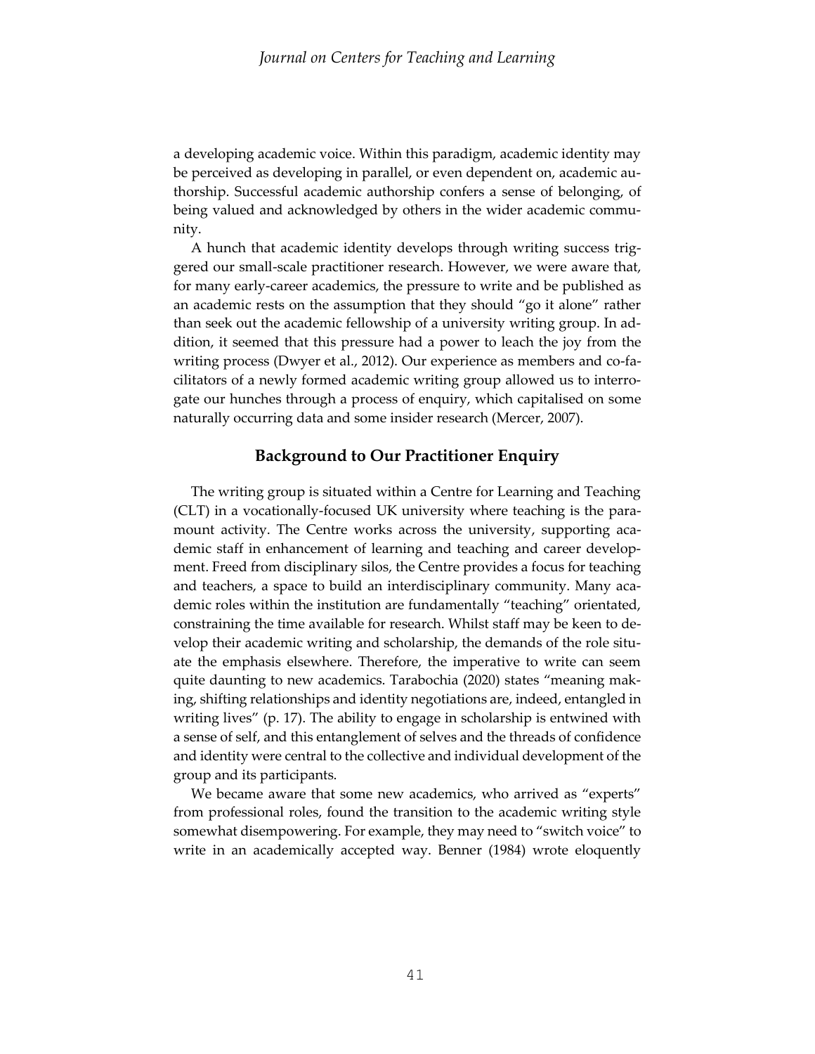a developing academic voice. Within this paradigm, academic identity may be perceived as developing in parallel, or even dependent on, academic authorship. Successful academic authorship confers a sense of belonging, of being valued and acknowledged by others in the wider academic community.

A hunch that academic identity develops through writing success triggered our small-scale practitioner research. However, we were aware that, for many early-career academics, the pressure to write and be published as an academic rests on the assumption that they should "go it alone" rather than seek out the academic fellowship of a university writing group. In addition, it seemed that this pressure had a power to leach the joy from the writing process (Dwyer et al., 2012). Our experience as members and co-facilitators of a newly formed academic writing group allowed us to interrogate our hunches through a process of enquiry, which capitalised on some naturally occurring data and some insider research (Mercer, 2007).

## Background to Our Practitioner Enquiry

The writing group is situated within a Centre for Learning and Teaching (CLT) in a vocationally-focused UK university where teaching is the paramount activity. The Centre works across the university, supporting academic staff in enhancement of learning and teaching and career development. Freed from disciplinary silos, the Centre provides a focus for teaching and teachers, a space to build an interdisciplinary community. Many academic roles within the institution are fundamentally "teaching" orientated, constraining the time available for research. Whilst staff may be keen to develop their academic writing and scholarship, the demands of the role situate the emphasis elsewhere. Therefore, the imperative to write can seem quite daunting to new academics. Tarabochia (2020) states "meaning making, shifting relationships and identity negotiations are, indeed, entangled in writing lives" (p. 17). The ability to engage in scholarship is entwined with a sense of self, and this entanglement of selves and the threads of confidence and identity were central to the collective and individual development of the group and its participants.

We became aware that some new academics, who arrived as "experts" from professional roles, found the transition to the academic writing style somewhat disempowering. For example, they may need to "switch voice" to write in an academically accepted way. Benner (1984) wrote eloquently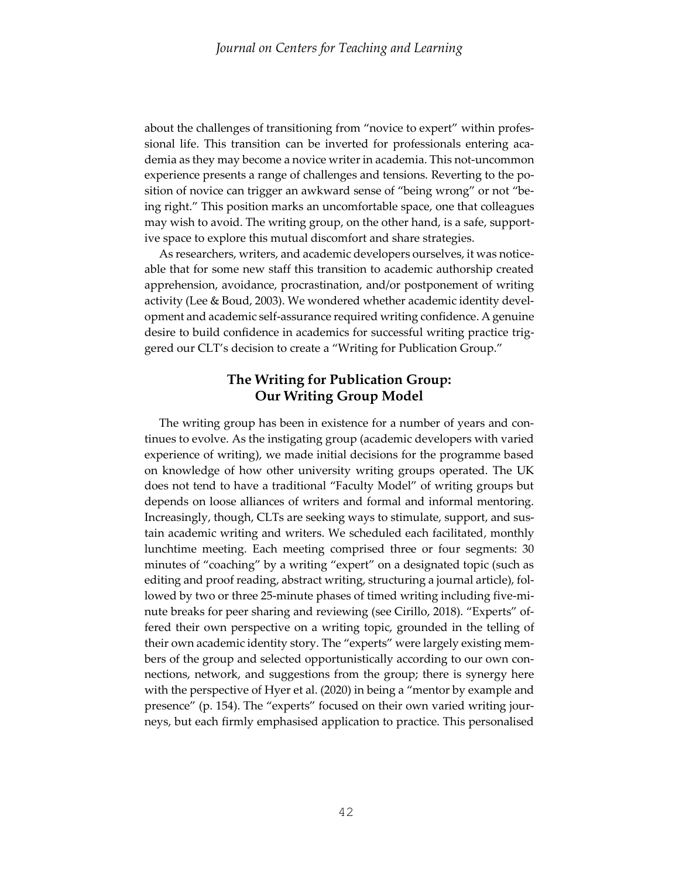about the challenges of transitioning from "novice to expert" within professional life. This transition can be inverted for professionals entering academia as they may become a novice writer in academia. This not-uncommon experience presents a range of challenges and tensions. Reverting to the position of novice can trigger an awkward sense of "being wrong" or not "being right." This position marks an uncomfortable space, one that colleagues may wish to avoid. The writing group, on the other hand, is a safe, supportive space to explore this mutual discomfort and share strategies.

As researchers, writers, and academic developers ourselves, it was noticeable that for some new staff this transition to academic authorship created apprehension, avoidance, procrastination, and/or postponement of writing activity (Lee & Boud, 2003). We wondered whether academic identity development and academic self-assurance required writing confidence. A genuine desire to build confidence in academics for successful writing practice triggered our CLT's decision to create a "Writing for Publication Group."

## The Writing for Publication Group: Our Writing Group Model

The writing group has been in existence for a number of years and continues to evolve. As the instigating group (academic developers with varied experience of writing), we made initial decisions for the programme based on knowledge of how other university writing groups operated. The UK does not tend to have a traditional "Faculty Model" of writing groups but depends on loose alliances of writers and formal and informal mentoring. Increasingly, though, CLTs are seeking ways to stimulate, support, and sustain academic writing and writers. We scheduled each facilitated, monthly lunchtime meeting. Each meeting comprised three or four segments: 30 minutes of "coaching" by a writing "expert" on a designated topic (such as editing and proof reading, abstract writing, structuring a journal article), followed by two or three 25-minute phases of timed writing including five-minute breaks for peer sharing and reviewing (see Cirillo, 2018). "Experts" offered their own perspective on a writing topic, grounded in the telling of their own academic identity story. The "experts" were largely existing members of the group and selected opportunistically according to our own connections, network, and suggestions from the group; there is synergy here with the perspective of Hyer et al. (2020) in being a "mentor by example and presence" (p. 154). The "experts" focused on their own varied writing journeys, but each firmly emphasised application to practice. This personalised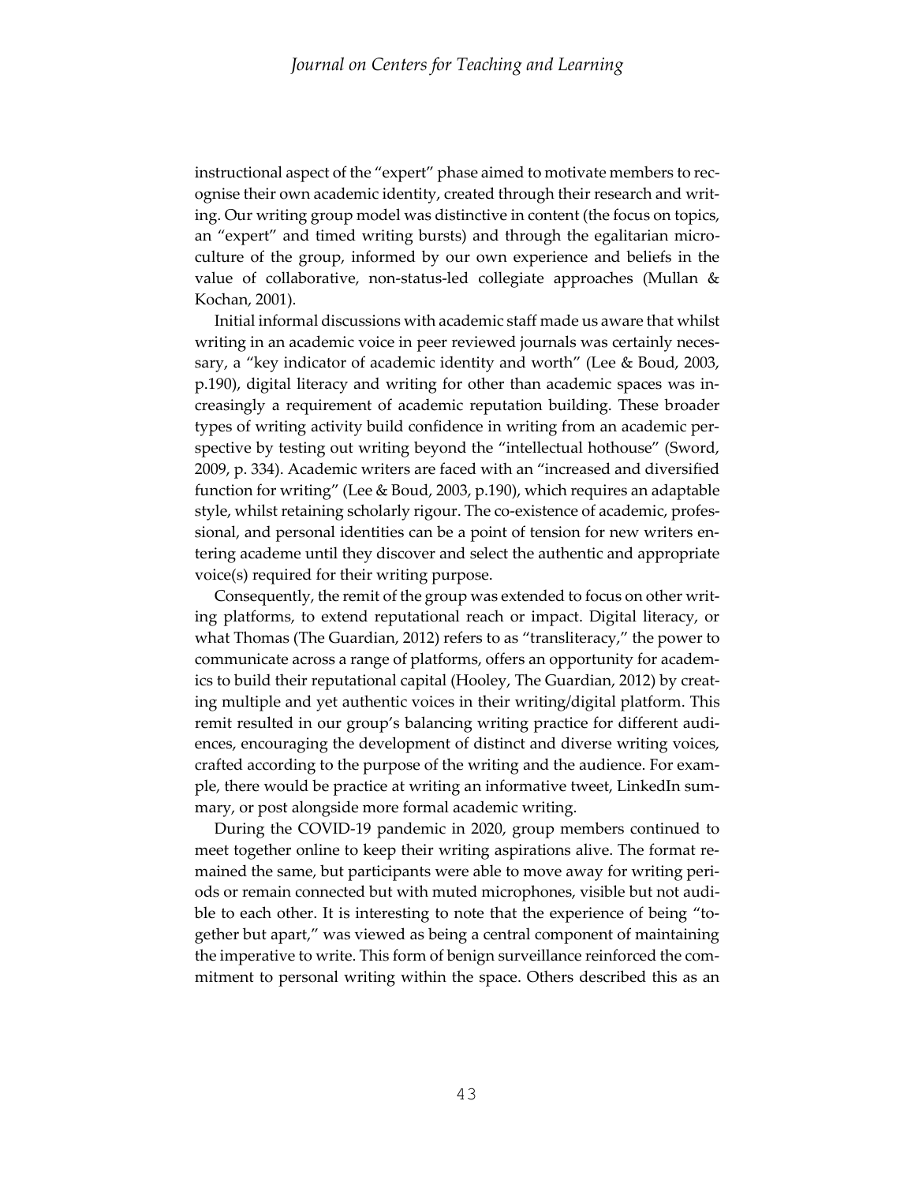instructional aspect of the "expert" phase aimed to motivate members to recognise their own academic identity, created through their research and writing. Our writing group model was distinctive in content (the focus on topics, an "expert" and timed writing bursts) and through the egalitarian microculture of the group, informed by our own experience and beliefs in the value of collaborative, non-status-led collegiate approaches (Mullan & Kochan, 2001).

Initial informal discussions with academic staff made us aware that whilst writing in an academic voice in peer reviewed journals was certainly necessary, a "key indicator of academic identity and worth" (Lee & Boud, 2003, p.190), digital literacy and writing for other than academic spaces was increasingly a requirement of academic reputation building. These broader types of writing activity build confidence in writing from an academic perspective by testing out writing beyond the "intellectual hothouse" (Sword, 2009, p. 334). Academic writers are faced with an "increased and diversified function for writing" (Lee & Boud, 2003, p.190), which requires an adaptable style, whilst retaining scholarly rigour. The co-existence of academic, professional, and personal identities can be a point of tension for new writers entering academe until they discover and select the authentic and appropriate voice(s) required for their writing purpose.

Consequently, the remit of the group was extended to focus on other writing platforms, to extend reputational reach or impact. Digital literacy, or what Thomas (The Guardian, 2012) refers to as "transliteracy," the power to communicate across a range of platforms, offers an opportunity for academics to build their reputational capital (Hooley, The Guardian, 2012) by creating multiple and yet authentic voices in their writing/digital platform. This remit resulted in our group's balancing writing practice for different audiences, encouraging the development of distinct and diverse writing voices, crafted according to the purpose of the writing and the audience. For example, there would be practice at writing an informative tweet, LinkedIn summary, or post alongside more formal academic writing.

During the COVID-19 pandemic in 2020, group members continued to meet together online to keep their writing aspirations alive. The format remained the same, but participants were able to move away for writing periods or remain connected but with muted microphones, visible but not audible to each other. It is interesting to note that the experience of being "together but apart," was viewed as being a central component of maintaining the imperative to write. This form of benign surveillance reinforced the commitment to personal writing within the space. Others described this as an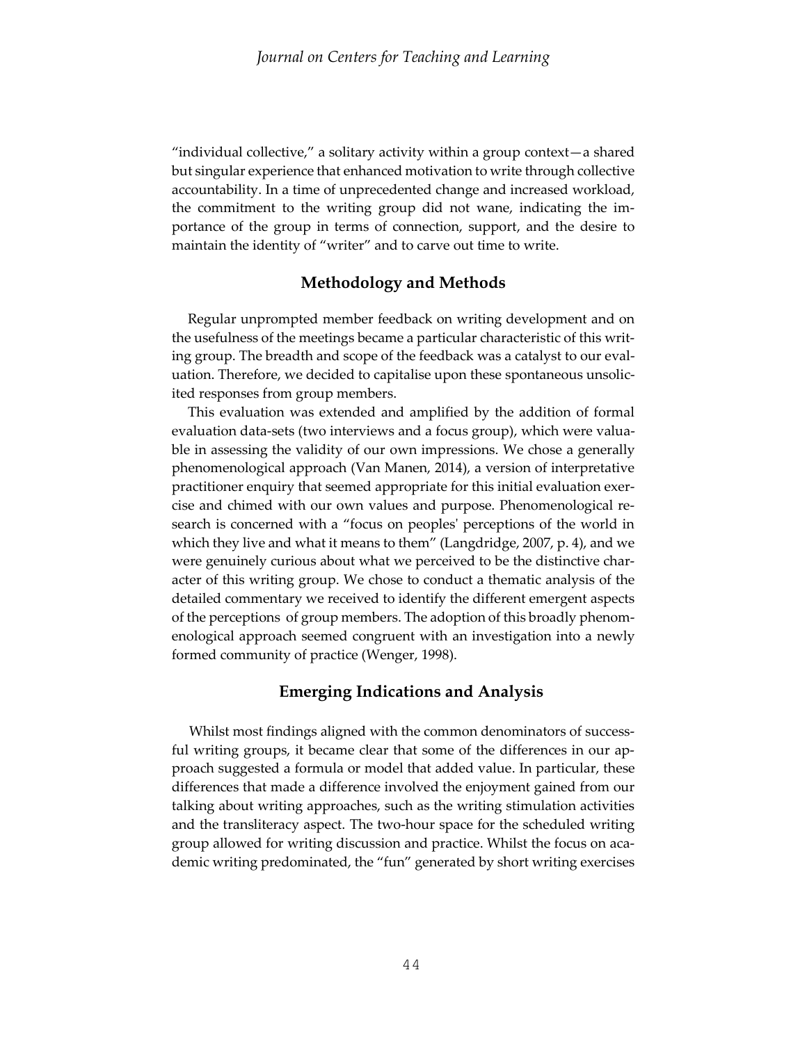"individual collective," a solitary activity within a group context—a shared but singular experience that enhanced motivation to write through collective accountability. In a time of unprecedented change and increased workload, the commitment to the writing group did not wane, indicating the importance of the group in terms of connection, support, and the desire to maintain the identity of "writer" and to carve out time to write.

## Methodology and Methods

Regular unprompted member feedback on writing development and on the usefulness of the meetings became a particular characteristic of this writing group. The breadth and scope of the feedback was a catalyst to our evaluation. Therefore, we decided to capitalise upon these spontaneous unsolicited responses from group members.

This evaluation was extended and amplified by the addition of formal evaluation data-sets (two interviews and a focus group), which were valuable in assessing the validity of our own impressions. We chose a generally phenomenological approach (Van Manen, 2014), a version of interpretative practitioner enquiry that seemed appropriate for this initial evaluation exercise and chimed with our own values and purpose. Phenomenological research is concerned with a "focus on peoples' perceptions of the world in which they live and what it means to them" (Langdridge, 2007, p. 4), and we were genuinely curious about what we perceived to be the distinctive character of this writing group. We chose to conduct a thematic analysis of the detailed commentary we received to identify the different emergent aspects of the perceptions of group members. The adoption of this broadly phenomenological approach seemed congruent with an investigation into a newly formed community of practice (Wenger, 1998).

## Emerging Indications and Analysis

Whilst most findings aligned with the common denominators of successful writing groups, it became clear that some of the differences in our approach suggested a formula or model that added value. In particular, these differences that made a difference involved the enjoyment gained from our talking about writing approaches, such as the writing stimulation activities and the transliteracy aspect. The two-hour space for the scheduled writing group allowed for writing discussion and practice. Whilst the focus on academic writing predominated, the "fun" generated by short writing exercises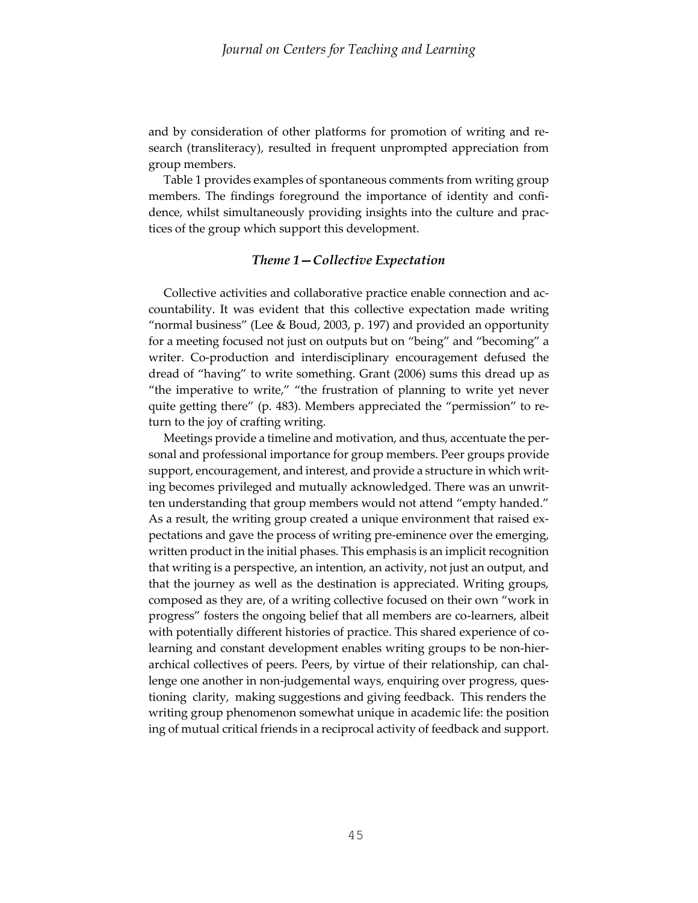and by consideration of other platforms for promotion of writing and research (transliteracy), resulted in frequent unprompted appreciation from group members.

Table 1 provides examples of spontaneous comments from writing group members. The findings foreground the importance of identity and confidence, whilst simultaneously providing insights into the culture and practices of the group which support this development.

### *Theme 1—Collective Expectation*

Collective activities and collaborative practice enable connection and accountability. It was evident that this collective expectation made writing "normal business" (Lee & Boud, 2003, p. 197) and provided an opportunity for a meeting focused not just on outputs but on "being" and "becoming" a writer. Co-production and interdisciplinary encouragement defused the dread of "having" to write something. Grant (2006) sums this dread up as "the imperative to write," "the frustration of planning to write yet never quite getting there" (p. 483). Members appreciated the "permission" to return to the joy of crafting writing.

Meetings provide a timeline and motivation, and thus, accentuate the personal and professional importance for group members. Peer groups provide support, encouragement, and interest, and provide a structure in which writing becomes privileged and mutually acknowledged. There was an unwritten understanding that group members would not attend "empty handed." As a result, the writing group created a unique environment that raised expectations and gave the process of writing pre-eminence over the emerging, written product in the initial phases. This emphasis is an implicit recognition that writing is a perspective, an intention, an activity, not just an output, and that the journey as well as the destination is appreciated. Writing groups, composed as they are, of a writing collective focused on their own "work in progress" fosters the ongoing belief that all members are co-learners, albeit with potentially different histories of practice. This shared experience of co-learning and constant development enables writing groups to be non-hierarchical collectives of peers. Peers, by virtue of their relationship, can challenge one another in non-judgemental ways, enquiring over progress, questioning clarity, making suggestions and giving feedback. This renders the writing group phenomenon somewhat unique in academic life: the positioning of mutual critical friends in a reciprocal activity of feedback and support.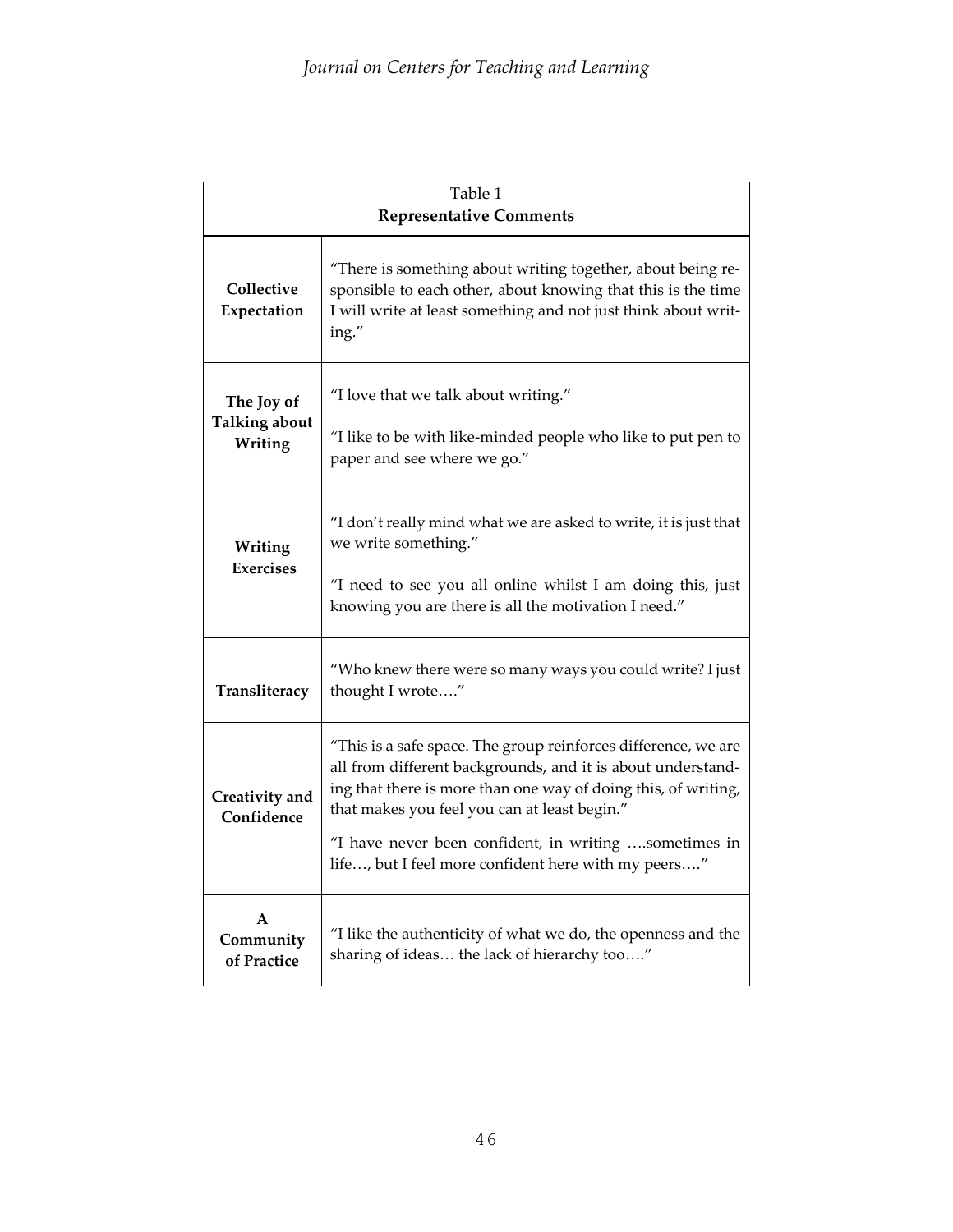Table 1
**Representative Comments**

| | |
|---|---|
| **Collective Expectation** | "There is something about writing together, about being responsible to each other, about knowing that this is the time I will write at least something and not just think about writing." |
| **The Joy of Talking about Writing** | "I love that we talk about writing."<br><br>"I like to be with like-minded people who like to put pen to paper and see where we go." |
| **Writing Exercises** | "I don't really mind what we are asked to write, it is just that we write something."<br><br>"I need to see you all online whilst I am doing this, just knowing you are there is all the motivation I need." |
| **Transliteracy** | "Who knew there were so many ways you could write? I just thought I wrote…." |
| **Creativity and Confidence** | "This is a safe space. The group reinforces difference, we are all from different backgrounds, and it is about understanding that there is more than one way of doing this, of writing, that makes you feel you can at least begin."<br><br>"I have never been confident, in writing ….sometimes in life…, but I feel more confident here with my peers…." |
| **A Community of Practice** | "I like the authenticity of what we do, the openness and the sharing of ideas… the lack of hierarchy too…." |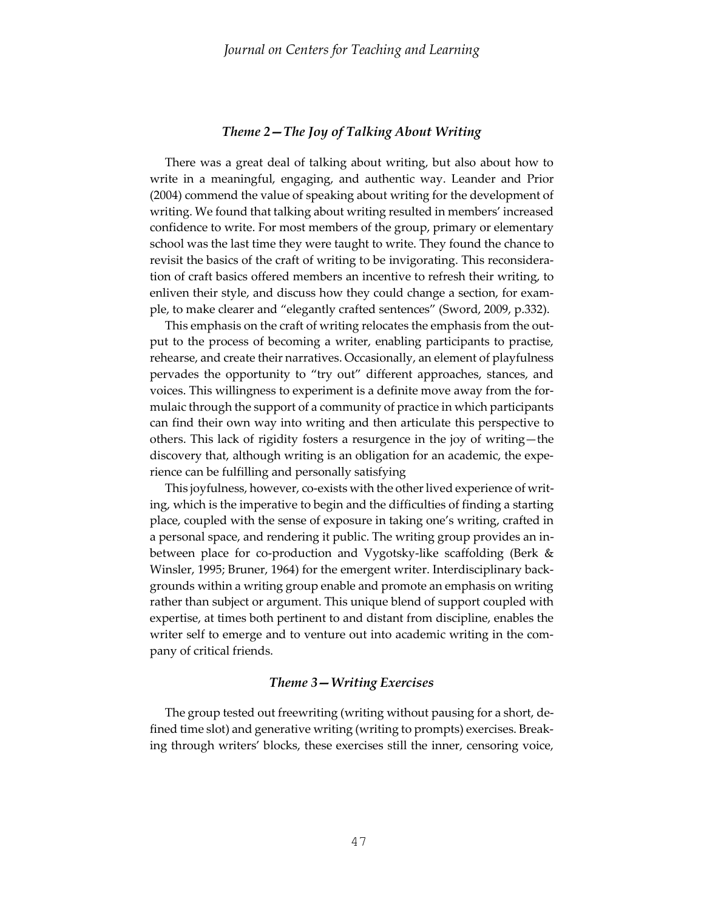### *Theme 2—The Joy of Talking About Writing*

There was a great deal of talking about writing, but also about how to write in a meaningful, engaging, and authentic way. Leander and Prior (2004) commend the value of speaking about writing for the development of writing. We found that talking about writing resulted in members' increased confidence to write. For most members of the group, primary or elementary school was the last time they were taught to write. They found the chance to revisit the basics of the craft of writing to be invigorating. This reconsideration of craft basics offered members an incentive to refresh their writing, to enliven their style, and discuss how they could change a section, for example, to make clearer and "elegantly crafted sentences" (Sword, 2009, p.332).

This emphasis on the craft of writing relocates the emphasis from the output to the process of becoming a writer, enabling participants to practise, rehearse, and create their narratives. Occasionally, an element of playfulness pervades the opportunity to "try out" different approaches, stances, and voices. This willingness to experiment is a definite move away from the formulaic through the support of a community of practice in which participants can find their own way into writing and then articulate this perspective to others. This lack of rigidity fosters a resurgence in the joy of writing—the discovery that, although writing is an obligation for an academic, the experience can be fulfilling and personally satisfying

This joyfulness, however, co-exists with the other lived experience of writing, which is the imperative to begin and the difficulties of finding a starting place, coupled with the sense of exposure in taking one's writing, crafted in a personal space, and rendering it public. The writing group provides an in-between place for co-production and Vygotsky-like scaffolding (Berk & Winsler, 1995; Bruner, 1964) for the emergent writer. Interdisciplinary backgrounds within a writing group enable and promote an emphasis on writing rather than subject or argument. This unique blend of support coupled with expertise, at times both pertinent to and distant from discipline, enables the writer self to emerge and to venture out into academic writing in the company of critical friends.

### *Theme 3—Writing Exercises*

The group tested out freewriting (writing without pausing for a short, defined time slot) and generative writing (writing to prompts) exercises. Breaking through writers' blocks, these exercises still the inner, censoring voice,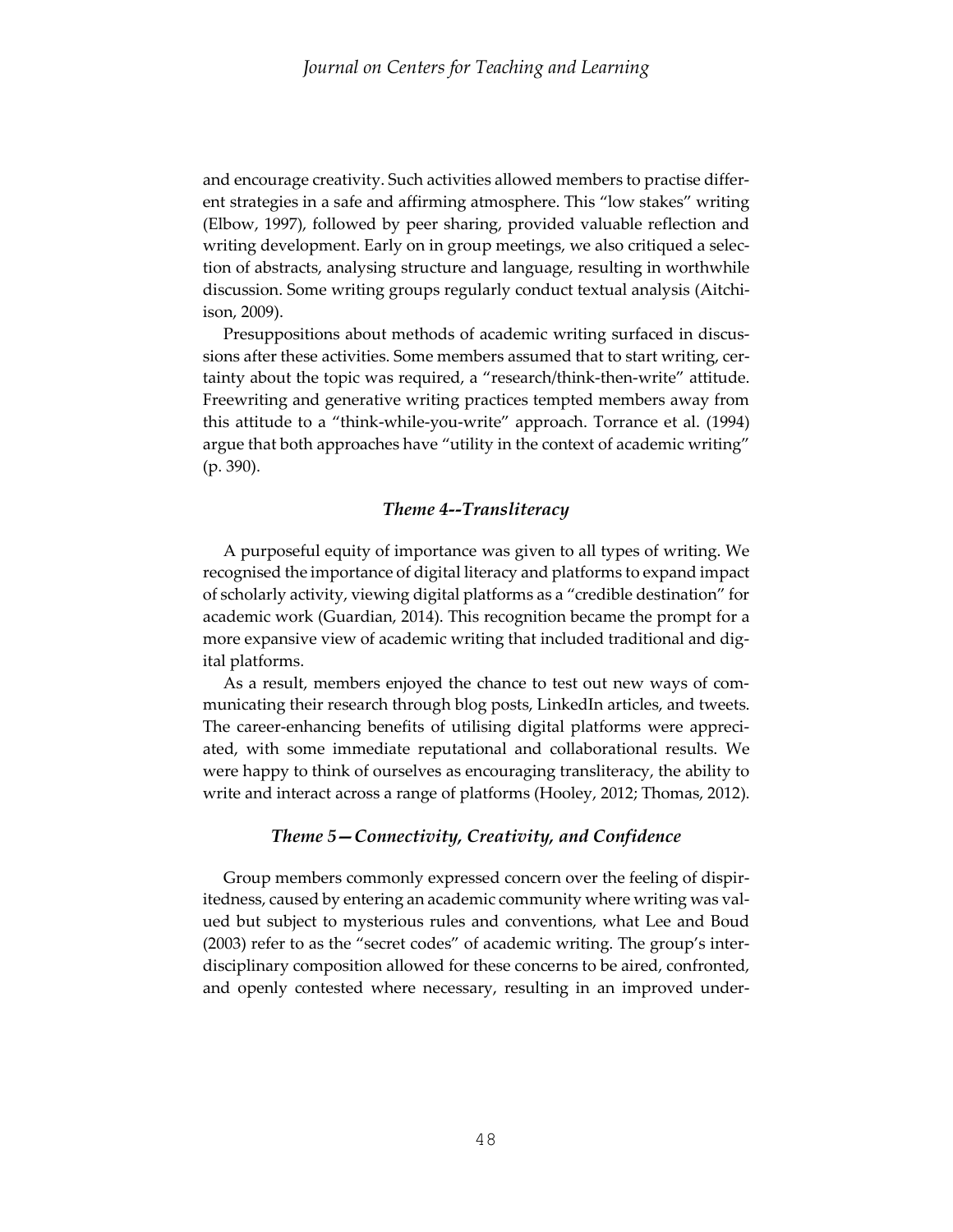and encourage creativity. Such activities allowed members to practise different strategies in a safe and affirming atmosphere. This "low stakes" writing (Elbow, 1997), followed by peer sharing, provided valuable reflection and writing development. Early on in group meetings, we also critiqued a selection of abstracts, analysing structure and language, resulting in worthwhile discussion. Some writing groups regularly conduct textual analysis (Aitchison, 2009).

Presuppositions about methods of academic writing surfaced in discussions after these activities. Some members assumed that to start writing, certainty about the topic was required, a "research/think-then-write" attitude. Freewriting and generative writing practices tempted members away from this attitude to a "think-while-you-write" approach. Torrance et al. (1994) argue that both approaches have "utility in the context of academic writing" (p. 390).

### *Theme 4--Transliteracy*

A purposeful equity of importance was given to all types of writing. We recognised the importance of digital literacy and platforms to expand impact of scholarly activity, viewing digital platforms as a "credible destination" for academic work (Guardian, 2014). This recognition became the prompt for a more expansive view of academic writing that included traditional and digital platforms.

As a result, members enjoyed the chance to test out new ways of communicating their research through blog posts, LinkedIn articles, and tweets. The career-enhancing benefits of utilising digital platforms were appreciated, with some immediate reputational and collaborational results. We were happy to think of ourselves as encouraging transliteracy, the ability to write and interact across a range of platforms (Hooley, 2012; Thomas, 2012).

### *Theme 5—Connectivity, Creativity, and Confidence*

Group members commonly expressed concern over the feeling of dispiritedness, caused by entering an academic community where writing was valued but subject to mysterious rules and conventions, what Lee and Boud (2003) refer to as the "secret codes" of academic writing. The group's interdisciplinary composition allowed for these concerns to be aired, confronted, and openly contested where necessary, resulting in an improved under-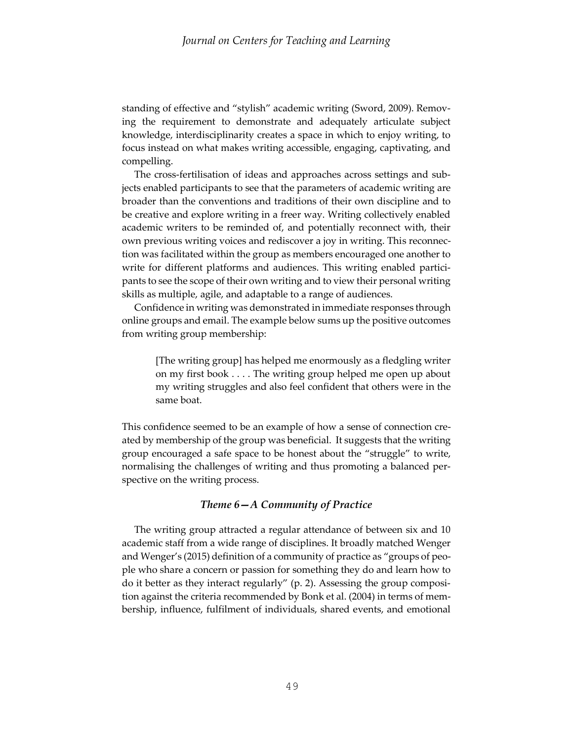standing of effective and "stylish" academic writing (Sword, 2009). Removing the requirement to demonstrate and adequately articulate subject knowledge, interdisciplinarity creates a space in which to enjoy writing, to focus instead on what makes writing accessible, engaging, captivating, and compelling.

The cross-fertilisation of ideas and approaches across settings and subjects enabled participants to see that the parameters of academic writing are broader than the conventions and traditions of their own discipline and to be creative and explore writing in a freer way. Writing collectively enabled academic writers to be reminded of, and potentially reconnect with, their own previous writing voices and rediscover a joy in writing. This reconnection was facilitated within the group as members encouraged one another to write for different platforms and audiences. This writing enabled participants to see the scope of their own writing and to view their personal writing skills as multiple, agile, and adaptable to a range of audiences.

Confidence in writing was demonstrated in immediate responses through online groups and email. The example below sums up the positive outcomes from writing group membership:

> [The writing group] has helped me enormously as a fledgling writer on my first book . . . . The writing group helped me open up about my writing struggles and also feel confident that others were in the same boat.

This confidence seemed to be an example of how a sense of connection created by membership of the group was beneficial. It suggests that the writing group encouraged a safe space to be honest about the "struggle" to write, normalising the challenges of writing and thus promoting a balanced perspective on the writing process.

### *Theme 6—A Community of Practice*

The writing group attracted a regular attendance of between six and 10 academic staff from a wide range of disciplines. It broadly matched Wenger and Wenger's (2015) definition of a community of practice as "groups of people who share a concern or passion for something they do and learn how to do it better as they interact regularly" (p. 2). Assessing the group composition against the criteria recommended by Bonk et al. (2004) in terms of membership, influence, fulfilment of individuals, shared events, and emotional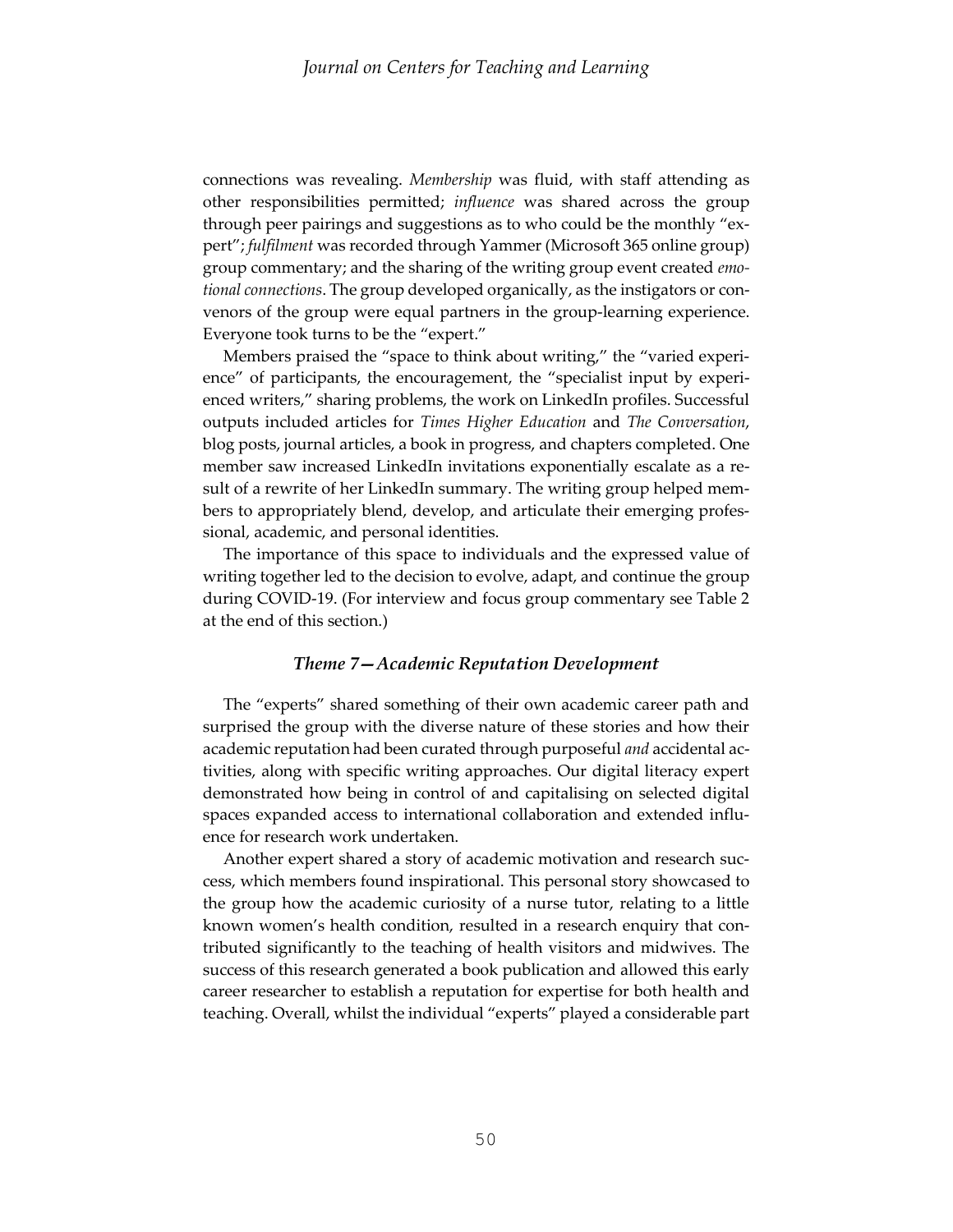connections was revealing. *Membership* was fluid, with staff attending as other responsibilities permitted; *influence* was shared across the group through peer pairings and suggestions as to who could be the monthly "expert"; *fulfilment* was recorded through Yammer (Microsoft 365 online group) group commentary; and the sharing of the writing group event created *emotional connections*. The group developed organically, as the instigators or convenors of the group were equal partners in the group-learning experience. Everyone took turns to be the "expert."

Members praised the "space to think about writing," the "varied experience" of participants, the encouragement, the "specialist input by experienced writers," sharing problems, the work on LinkedIn profiles. Successful outputs included articles for *Times Higher Education* and *The Conversation*, blog posts, journal articles, a book in progress, and chapters completed. One member saw increased LinkedIn invitations exponentially escalate as a result of a rewrite of her LinkedIn summary. The writing group helped members to appropriately blend, develop, and articulate their emerging professional, academic, and personal identities.

The importance of this space to individuals and the expressed value of writing together led to the decision to evolve, adapt, and continue the group during COVID-19. (For interview and focus group commentary see Table 2 at the end of this section.)

### *Theme 7—Academic Reputation Development*

The "experts" shared something of their own academic career path and surprised the group with the diverse nature of these stories and how their academic reputation had been curated through purposeful *and* accidental activities, along with specific writing approaches. Our digital literacy expert demonstrated how being in control of and capitalising on selected digital spaces expanded access to international collaboration and extended influence for research work undertaken.

Another expert shared a story of academic motivation and research success, which members found inspirational. This personal story showcased to the group how the academic curiosity of a nurse tutor, relating to a little known women's health condition, resulted in a research enquiry that contributed significantly to the teaching of health visitors and midwives. The success of this research generated a book publication and allowed this early career researcher to establish a reputation for expertise for both health and teaching. Overall, whilst the individual "experts" played a considerable part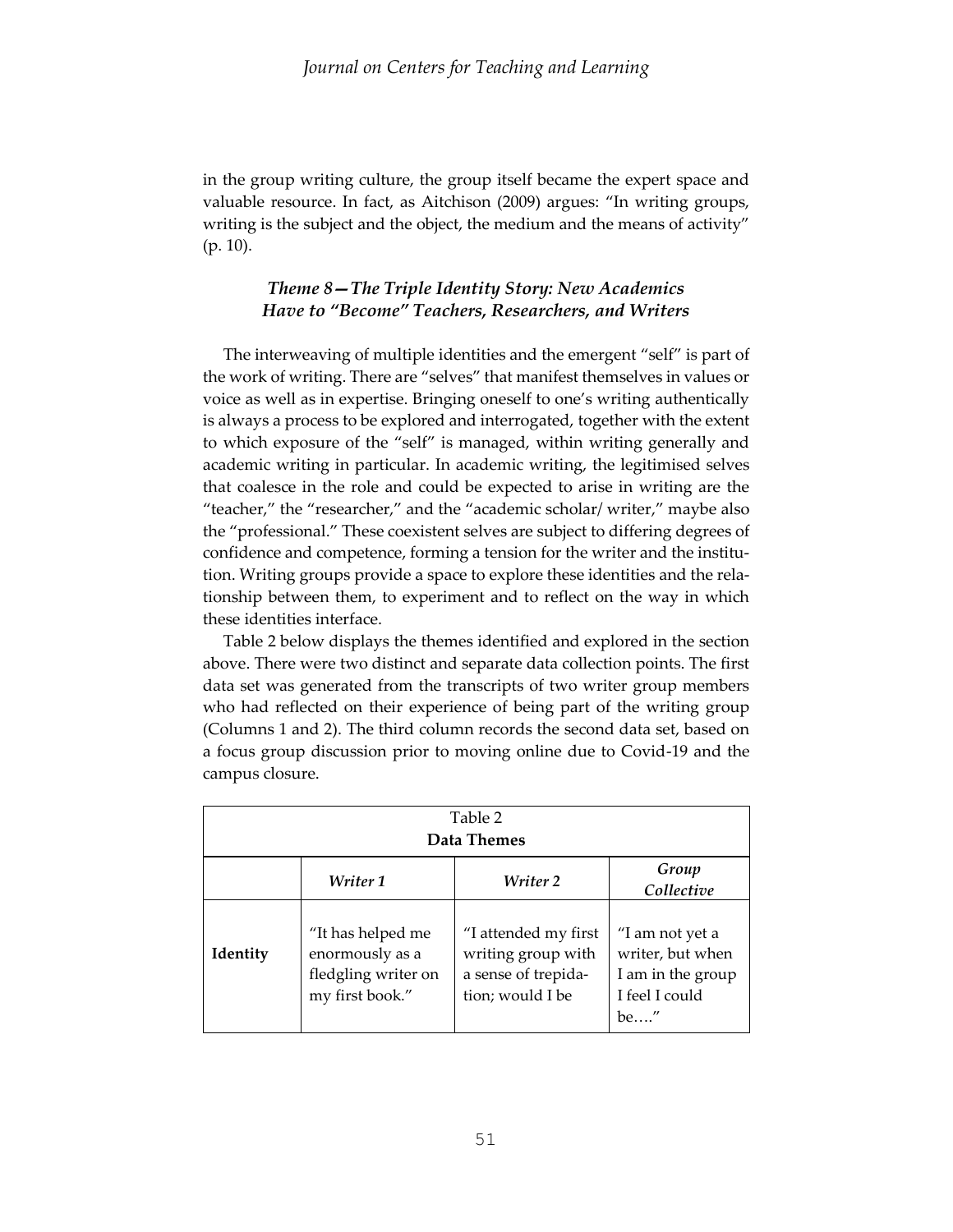in the group writing culture, the group itself became the expert space and valuable resource. In fact, as Aitchison (2009) argues: "In writing groups, writing is the subject and the object, the medium and the means of activity" (p. 10).

### *Theme 8—The Triple Identity Story: New Academics Have to "Become" Teachers, Researchers, and Writers*

The interweaving of multiple identities and the emergent "self" is part of the work of writing. There are "selves" that manifest themselves in values or voice as well as in expertise. Bringing oneself to one's writing authentically is always a process to be explored and interrogated, together with the extent to which exposure of the "self" is managed, within writing generally and academic writing in particular. In academic writing, the legitimised selves that coalesce in the role and could be expected to arise in writing are the "teacher," the "researcher," and the "academic scholar/ writer," maybe also the "professional." These coexistent selves are subject to differing degrees of confidence and competence, forming a tension for the writer and the institution. Writing groups provide a space to explore these identities and the relationship between them, to experiment and to reflect on the way in which these identities interface.

Table 2 below displays the themes identified and explored in the section above. There were two distinct and separate data collection points. The first data set was generated from the transcripts of two writer group members who had reflected on their experience of being part of the writing group (Columns 1 and 2). The third column records the second data set, based on a focus group discussion prior to moving online due to Covid-19 and the campus closure.

Table 2
**Data Themes**

| | *Writer 1* | *Writer 2* | *Group Collective* |
|---|---|---|---|
| **Identity** | "It has helped me enormously as a fledgling writer on my first book." | "I attended my first writing group with a sense of trepidation; would I be | "I am not yet a writer, but when I am in the group I feel I could be…." |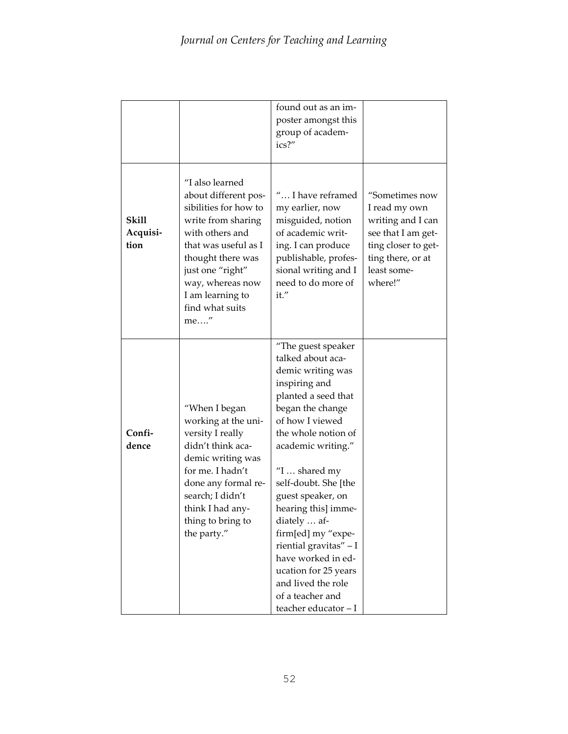| | | | |
|---|---|---|---|
| | | found out as an imposter amongst this group of academics?" | |
| **Skill Acquisition** | "I also learned about different possibilities for how to write from sharing with others and that was useful as I thought there was just one "right" way, whereas now I am learning to find what suits me…." | "… I have reframed my earlier, now misguided, notion of academic writing. I can produce publishable, professional writing and I need to do more of it." | "Sometimes now I read my own writing and I can see that I am getting closer to getting there, or at least somewhere!" |
| **Confidence** | "When I began working at the university I really didn't think academic writing was for me. I hadn't done any formal research; I didn't think I had anything to bring to the party." | "The guest speaker talked about academic writing was inspiring and planted a seed that began the change of how I viewed the whole notion of academic writing." "I … shared my self-doubt. She [the guest speaker, on hearing this] immediately … affirm[ed] my "experiential gravitas" – I have worked in education for 25 years and lived the role of a teacher and teacher educator – I | |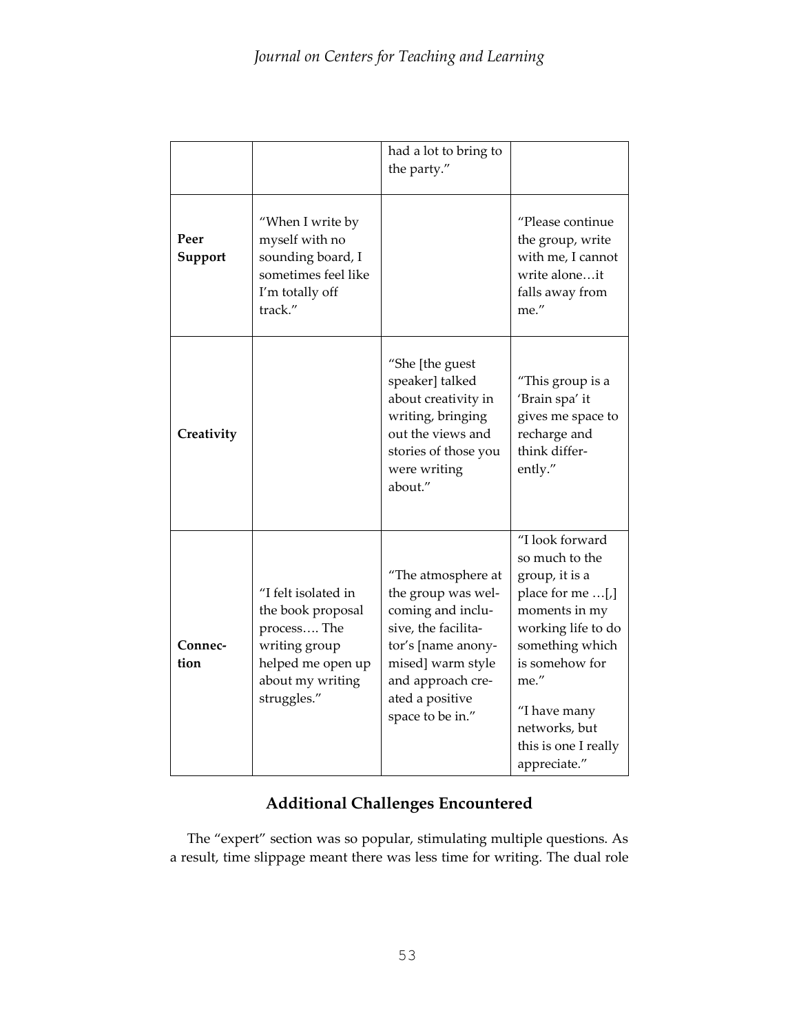| | | | |
|---|---|---|---|
| | | had a lot to bring to the party." | |
| **Peer Support** | "When I write by myself with no sounding board, I sometimes feel like I'm totally off track." | | "Please continue the group, write with me, I cannot write alone…it falls away from me." |
| **Creativity** | | "She [the guest speaker] talked about creativity in writing, bringing out the views and stories of those you were writing about." | "This group is a 'Brain spa' it gives me space to recharge and think differently." |
| **Connection** | "I felt isolated in the book proposal process…. The writing group helped me open up about my writing struggles." | "The atmosphere at the group was welcoming and inclusive, the facilitator's [name anonymised] warm style and approach created a positive space to be in." | "I look forward so much to the group, it is a place for me …[,] moments in my working life to do something which is somehow for me." "I have many networks, but this is one I really appreciate." |

## Additional Challenges Encountered

The "expert" section was so popular, stimulating multiple questions. As a result, time slippage meant there was less time for writing. The dual role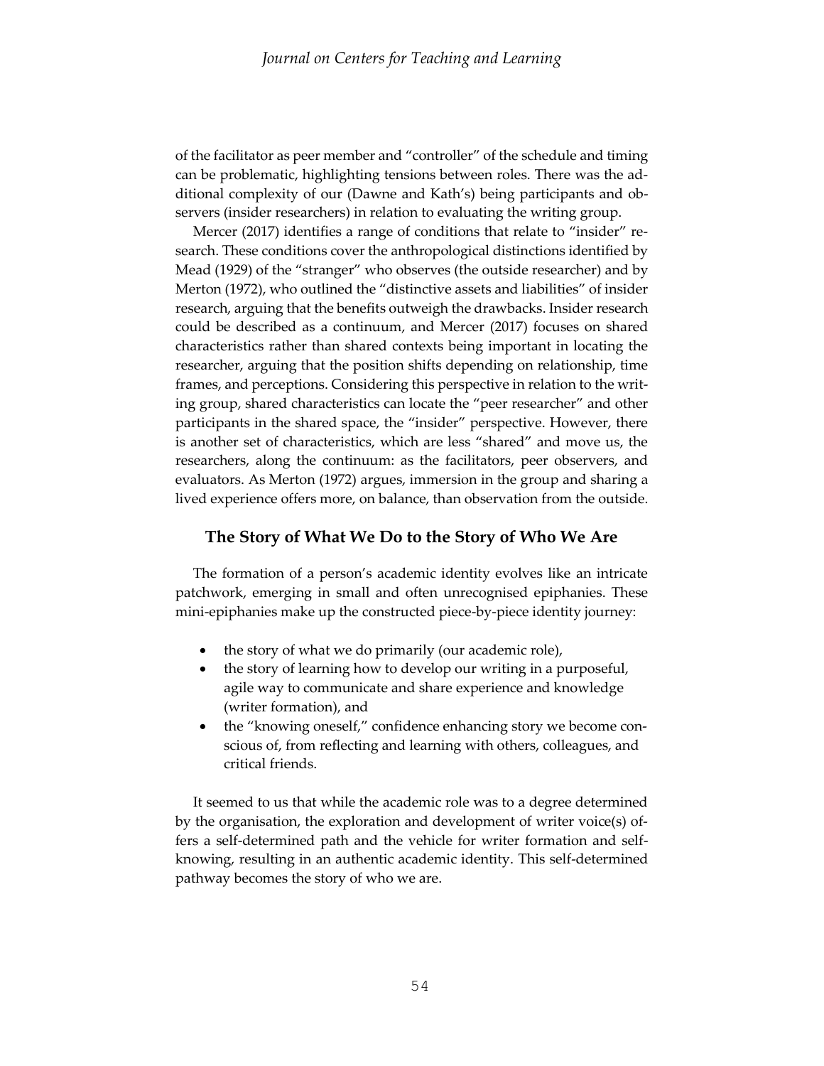of the facilitator as peer member and "controller" of the schedule and timing can be problematic, highlighting tensions between roles. There was the additional complexity of our (Dawne and Kath's) being participants and observers (insider researchers) in relation to evaluating the writing group.

Mercer (2017) identifies a range of conditions that relate to "insider" research. These conditions cover the anthropological distinctions identified by Mead (1929) of the "stranger" who observes (the outside researcher) and by Merton (1972), who outlined the "distinctive assets and liabilities" of insider research, arguing that the benefits outweigh the drawbacks. Insider research could be described as a continuum, and Mercer (2017) focuses on shared characteristics rather than shared contexts being important in locating the researcher, arguing that the position shifts depending on relationship, time frames, and perceptions. Considering this perspective in relation to the writing group, shared characteristics can locate the "peer researcher" and other participants in the shared space, the "insider" perspective. However, there is another set of characteristics, which are less "shared" and move us, the researchers, along the continuum: as the facilitators, peer observers, and evaluators. As Merton (1972) argues, immersion in the group and sharing a lived experience offers more, on balance, than observation from the outside.

## The Story of What We Do to the Story of Who We Are

The formation of a person's academic identity evolves like an intricate patchwork, emerging in small and often unrecognised epiphanies. These mini-epiphanies make up the constructed piece-by-piece identity journey:

- the story of what we do primarily (our academic role),
- the story of learning how to develop our writing in a purposeful, agile way to communicate and share experience and knowledge (writer formation), and
- the "knowing oneself," confidence enhancing story we become conscious of, from reflecting and learning with others, colleagues, and critical friends.

It seemed to us that while the academic role was to a degree determined by the organisation, the exploration and development of writer voice(s) offers a self-determined path and the vehicle for writer formation and self-knowing, resulting in an authentic academic identity. This self-determined pathway becomes the story of who we are.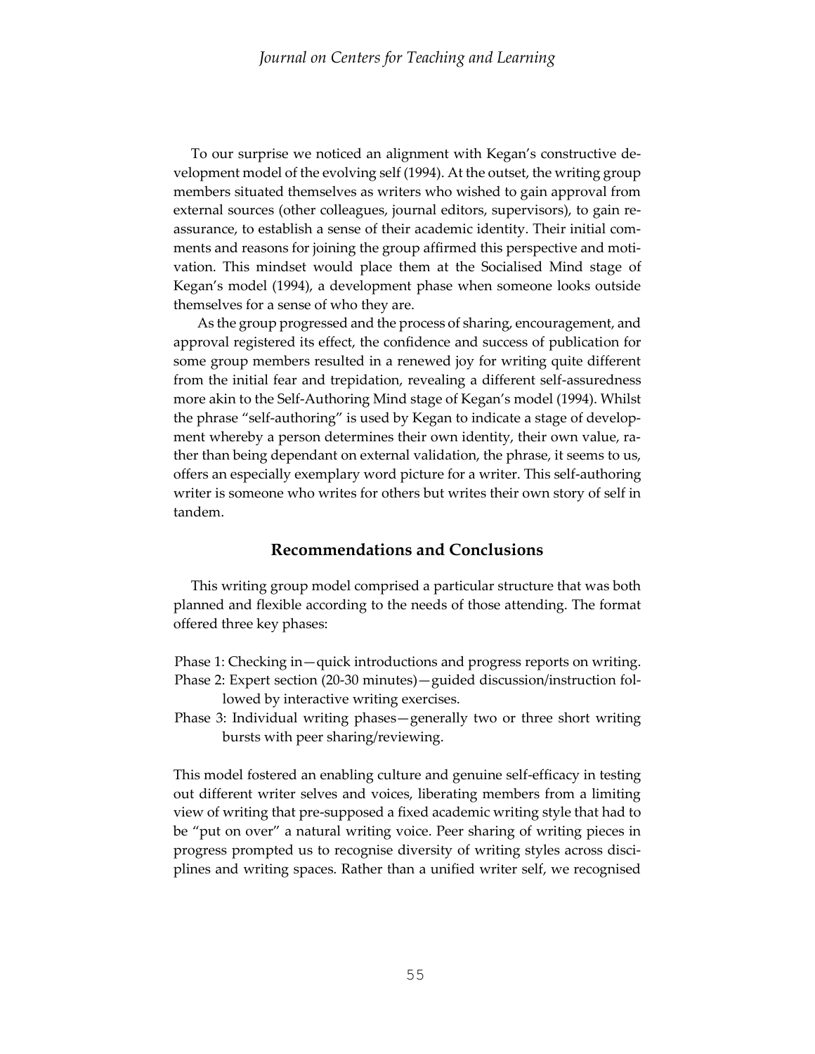To our surprise we noticed an alignment with Kegan's constructive development model of the evolving self (1994). At the outset, the writing group members situated themselves as writers who wished to gain approval from external sources (other colleagues, journal editors, supervisors), to gain reassurance, to establish a sense of their academic identity. Their initial comments and reasons for joining the group affirmed this perspective and motivation. This mindset would place them at the Socialised Mind stage of Kegan's model (1994), a development phase when someone looks outside themselves for a sense of who they are.

As the group progressed and the process of sharing, encouragement, and approval registered its effect, the confidence and success of publication for some group members resulted in a renewed joy for writing quite different from the initial fear and trepidation, revealing a different self-assuredness more akin to the Self-Authoring Mind stage of Kegan's model (1994). Whilst the phrase "self-authoring" is used by Kegan to indicate a stage of development whereby a person determines their own identity, their own value, rather than being dependant on external validation, the phrase, it seems to us, offers an especially exemplary word picture for a writer. This self-authoring writer is someone who writes for others but writes their own story of self in tandem.

## Recommendations and Conclusions

This writing group model comprised a particular structure that was both planned and flexible according to the needs of those attending. The format offered three key phases:

Phase 1: Checking in—quick introductions and progress reports on writing.
Phase 2: Expert section (20-30 minutes)—guided discussion/instruction followed by interactive writing exercises.
Phase 3: Individual writing phases—generally two or three short writing bursts with peer sharing/reviewing.

This model fostered an enabling culture and genuine self-efficacy in testing out different writer selves and voices, liberating members from a limiting view of writing that pre-supposed a fixed academic writing style that had to be "put on over" a natural writing voice. Peer sharing of writing pieces in progress prompted us to recognise diversity of writing styles across disciplines and writing spaces. Rather than a unified writer self, we recognised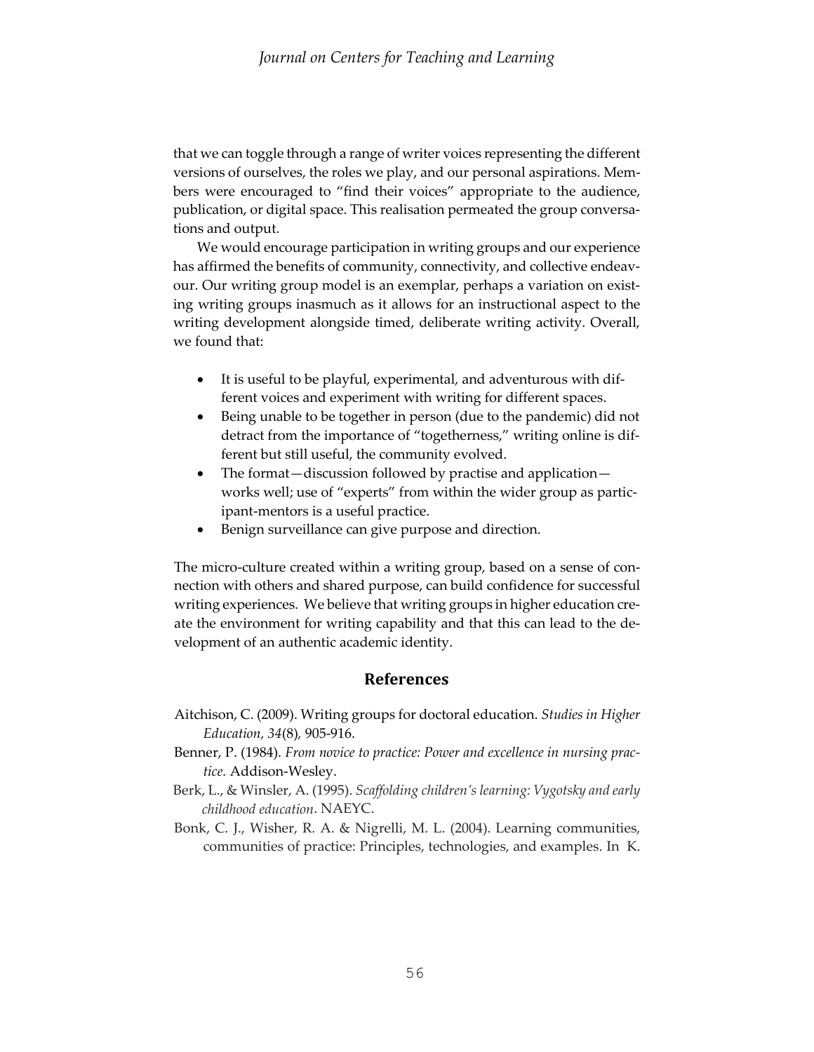that we can toggle through a range of writer voices representing the different versions of ourselves, the roles we play, and our personal aspirations. Members were encouraged to "find their voices" appropriate to the audience, publication, or digital space. This realisation permeated the group conversations and output.

We would encourage participation in writing groups and our experience has affirmed the benefits of community, connectivity, and collective endeavour. Our writing group model is an exemplar, perhaps a variation on existing writing groups inasmuch as it allows for an instructional aspect to the writing development alongside timed, deliberate writing activity. Overall, we found that:

- It is useful to be playful, experimental, and adventurous with different voices and experiment with writing for different spaces.
- Being unable to be together in person (due to the pandemic) did not detract from the importance of "togetherness," writing online is different but still useful, the community evolved.
- The format—discussion followed by practise and application—works well; use of "experts" from within the wider group as participant-mentors is a useful practice.
- Benign surveillance can give purpose and direction.

The micro-culture created within a writing group, based on a sense of connection with others and shared purpose, can build confidence for successful writing experiences. We believe that writing groups in higher education create the environment for writing capability and that this can lead to the development of an authentic academic identity.

## References

Aitchison, C. (2009). Writing groups for doctoral education. *Studies in Higher Education, 34*(8), 905-916.

Benner, P. (1984). *From novice to practice: Power and excellence in nursing practice.* Addison-Wesley.

Berk, L., & Winsler, A. (1995). *Scaffolding children's learning: Vygotsky and early childhood education*. NAEYC.

Bonk, C. J., Wisher, R. A. & Nigrelli, M. L. (2004). Learning communities, communities of practice: Principles, technologies, and examples. In K.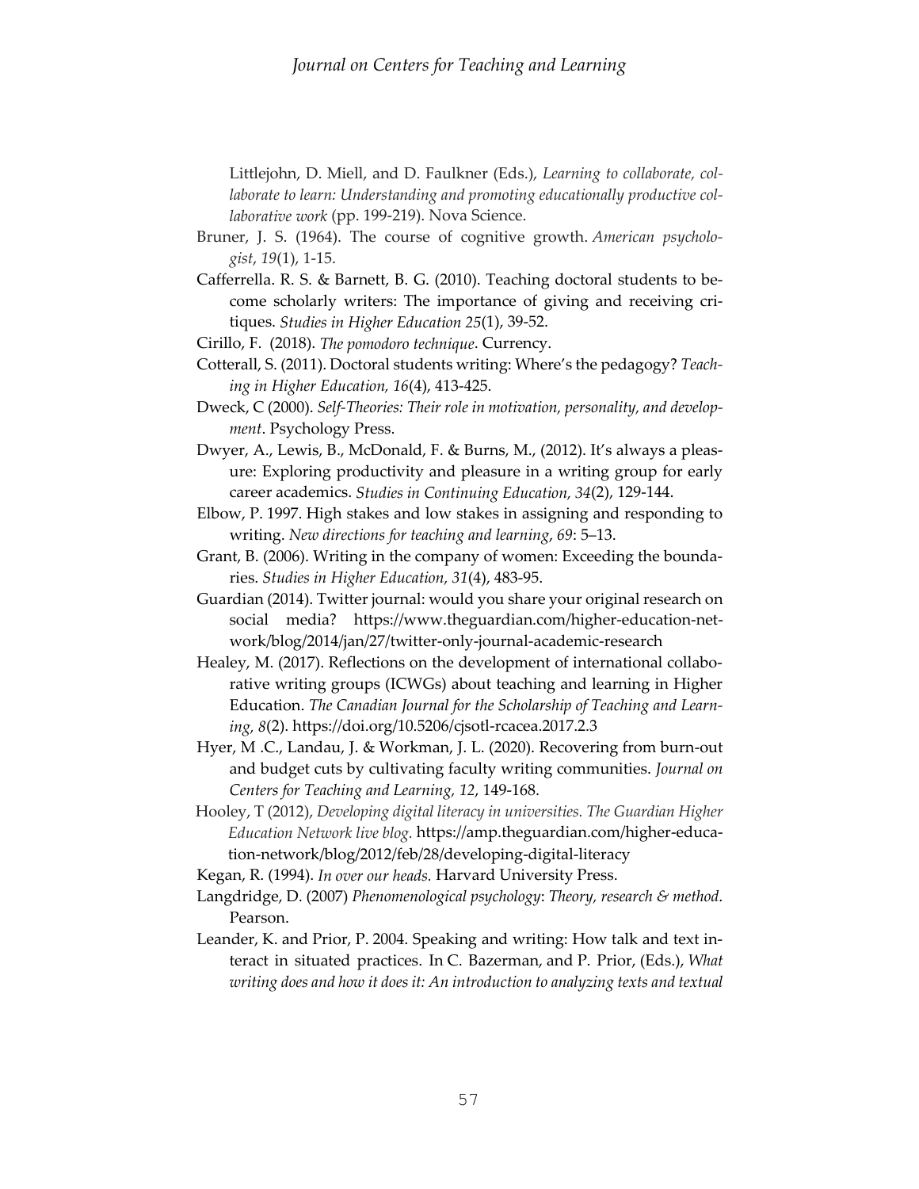Littlejohn, D. Miell, and D. Faulkner (Eds.), *Learning to collaborate, collaborate to learn: Understanding and promoting educationally productive collaborative work* (pp. 199-219). Nova Science.

Bruner, J. S. (1964). The course of cognitive growth. *American psychologist*, *19*(1), 1-15.

Cafferrella. R. S. & Barnett, B. G. (2010). Teaching doctoral students to become scholarly writers: The importance of giving and receiving critiques. *Studies in Higher Education 25*(1), 39-52.

Cirillo, F. (2018). *The pomodoro technique*. Currency.

Cotterall, S. (2011). Doctoral students writing: Where's the pedagogy? *Teaching in Higher Education, 16*(4), 413-425.

Dweck, C (2000). *Self-Theories: Their role in motivation, personality, and development*. Psychology Press.

Dwyer, A., Lewis, B., McDonald, F. & Burns, M., (2012). It's always a pleasure: Exploring productivity and pleasure in a writing group for early career academics. *Studies in Continuing Education, 34*(2), 129-144.

Elbow, P. 1997. High stakes and low stakes in assigning and responding to writing. *New directions for teaching and learning*, *69*: 5–13.

Grant, B. (2006). Writing in the company of women: Exceeding the boundaries. *Studies in Higher Education, 31*(4), 483-95.

Guardian (2014). Twitter journal: would you share your original research on social media? https://www.theguardian.com/higher-education-network/blog/2014/jan/27/twitter-only-journal-academic-research

Healey, M. (2017). Reflections on the development of international collaborative writing groups (ICWGs) about teaching and learning in Higher Education. *The Canadian Journal for the Scholarship of Teaching and Learning, 8*(2). https://doi.org/10.5206/cjsotl-rcacea.2017.2.3

Hyer, M .C., Landau, J. & Workman, J. L. (2020). Recovering from burn-out and budget cuts by cultivating faculty writing communities. *Journal on Centers for Teaching and Learning, 12*, 149-168.

Hooley, T (2012), *Developing digital literacy in universities. The Guardian Higher Education Network live blog.* https://amp.theguardian.com/higher-education-network/blog/2012/feb/28/developing-digital-literacy

Kegan, R. (1994). *In over our heads.* Harvard University Press.

Langdridge, D. (2007) *Phenomenological psychology*: *Theory, research & method*. Pearson.

Leander, K. and Prior, P. 2004. Speaking and writing: How talk and text interact in situated practices. In C. Bazerman, and P. Prior, (Eds.), *What writing does and how it does it: An introduction to analyzing texts and textual*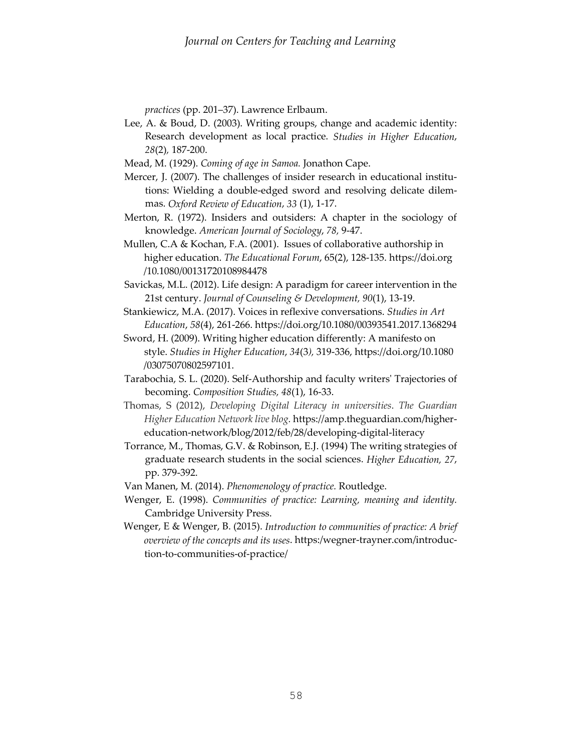*practices* (pp. 201–37). Lawrence Erlbaum.

Lee, A. & Boud, D. (2003). Writing groups, change and academic identity: Research development as local practice. *Studies in Higher Education*, *28*(2), 187-200.

Mead, M. (1929). *Coming of age in Samoa.* Jonathon Cape.

Mercer, J. (2007). The challenges of insider research in educational institutions: Wielding a double-edged sword and resolving delicate dilemmas. *Oxford Review of Education*, *33* (1), 1-17.

Merton, R. (1972). Insiders and outsiders: A chapter in the sociology of knowledge. *American Journal of Sociology*, *78*, 9-47.

Mullen, C.A & Kochan, F.A. (2001). Issues of collaborative authorship in higher education. *The Educational Forum*, 65(2), 128-135. https://doi.org/10.1080/00131720108984478

Savickas, M.L. (2012). Life design: A paradigm for career intervention in the 21st century. *Journal of Counseling & Development, 90*(1), 13-19.

Stankiewicz, M.A. (2017). Voices in reflexive conversations. *Studies in Art Education*, *58*(4), 261-266. https://doi.org/10.1080/00393541.2017.1368294

Sword, H. (2009). Writing higher education differently: A manifesto on style. *Studies in Higher Education*, *34*(3*)*, 319-336, https://doi.org/10.1080/03075070802597101.

Tarabochia, S. L. (2020). Self-Authorship and faculty writers' Trajectories of becoming. *Composition Studies*, *48*(1), 16-33.

Thomas, S (2012), *Developing Digital Literacy in universities*. *The Guardian Higher Education Network live blog.* https://amp.theguardian.com/higher-education-network/blog/2012/feb/28/developing-digital-literacy

Torrance, M., Thomas, G.V. & Robinson, E.J. (1994) The writing strategies of graduate research students in the social sciences. *Higher Education, 27*, pp. 379-392.

Van Manen, M. (2014). *Phenomenology of practice.* Routledge.

Wenger, E. (1998). *Communities of practice: Learning, meaning and identity.* Cambridge University Press.

Wenger, E & Wenger, B. (2015). *Introduction to communities of practice: A brief overview of the concepts and its uses*. https:/wegner-trayner.com/introduction-to-communities-of-practice/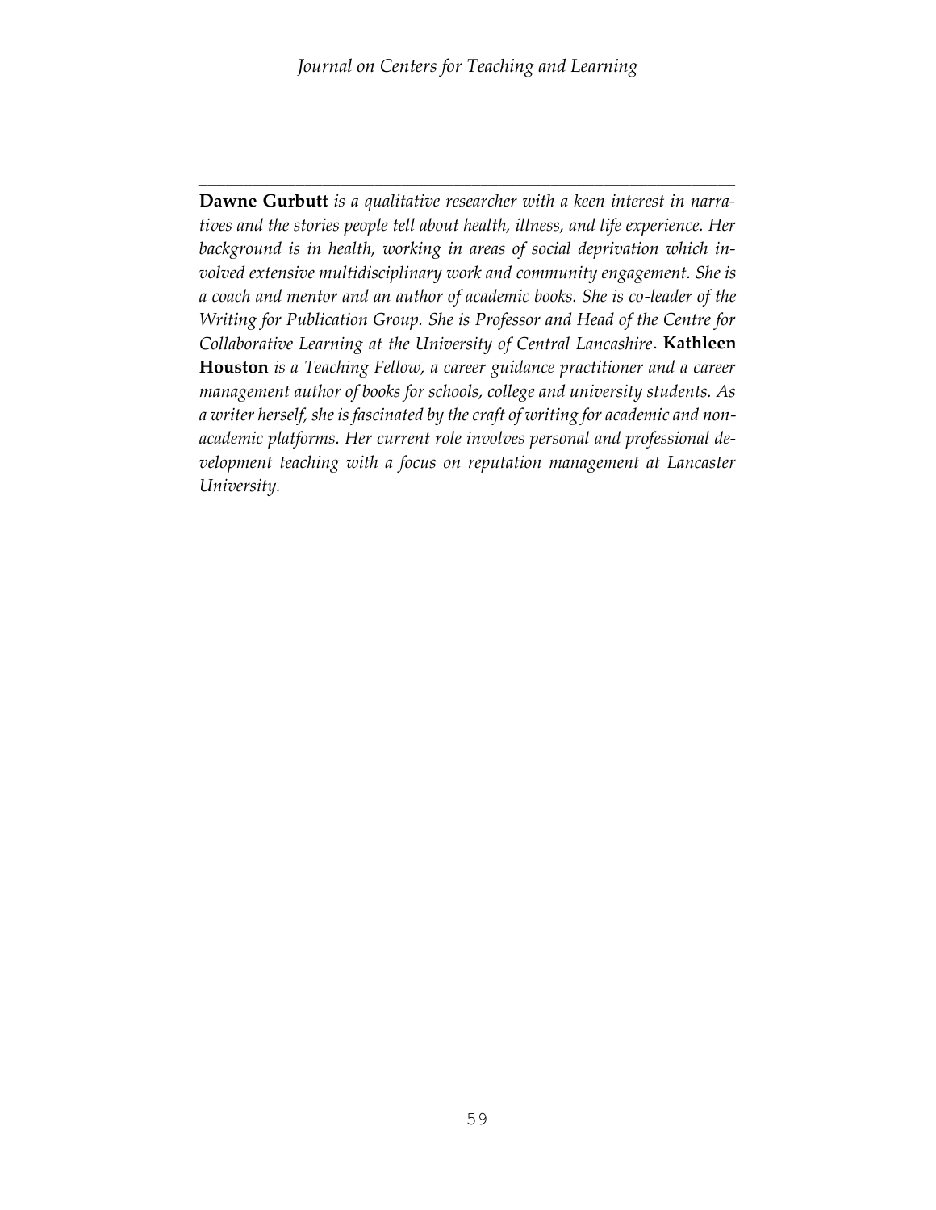**Dawne Gurbutt** *is a qualitative researcher with a keen interest in narratives and the stories people tell about health, illness, and life experience. Her background is in health, working in areas of social deprivation which involved extensive multidisciplinary work and community engagement. She is a coach and mentor and an author of academic books. She is co-leader of the Writing for Publication Group. She is Professor and Head of the Centre for Collaborative Learning at the University of Central Lancashire*. **Kathleen Houston** *is a Teaching Fellow, a career guidance practitioner and a career management author of books for schools, college and university students. As a writer herself, she is fascinated by the craft of writing for academic and non-academic platforms. Her current role involves personal and professional development teaching with a focus on reputation management at Lancaster University.*